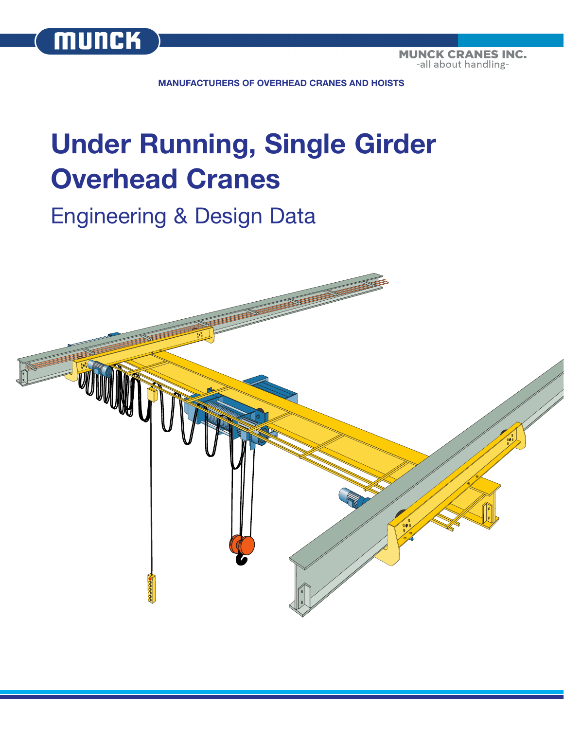munck

MUNCK CRANES INC.
-all about handling-

**MANUFACTURERS OF OVERHEAD CRANES AND HOISTS**

# Under Running, Single Girder Overhead Cranes

## Engineering & Design Data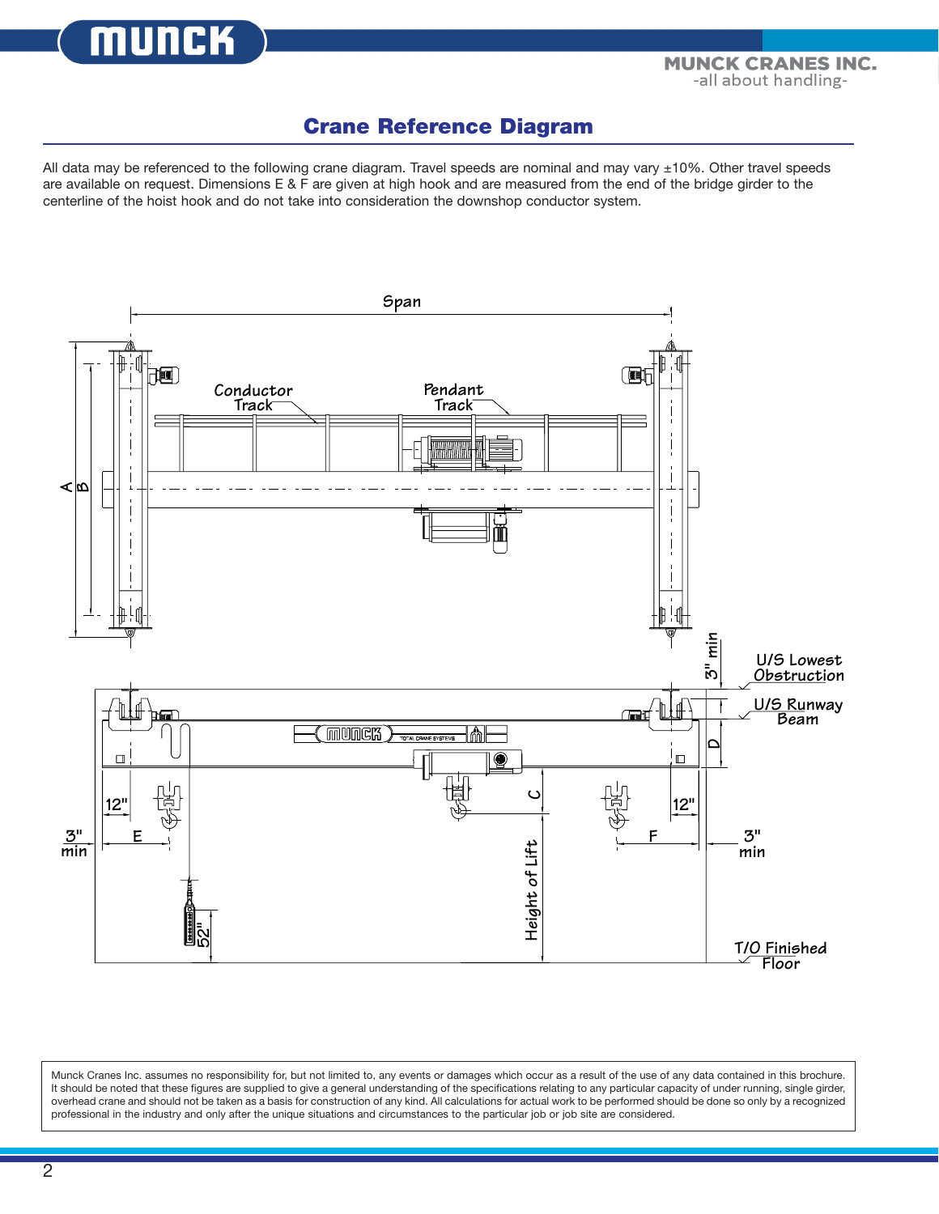## Crane Reference Diagram

All data may be referenced to the following crane diagram. Travel speeds are nominal and may vary ±10%. Other travel speeds are available on request. Dimensions E & F are given at high hook and are measured from the end of the bridge girder to the centerline of the hoist hook and do not take into consideration the downshop conductor system.

Span

Conductor Track

Pendant Track

A

B

3" min

U/S Lowest Obstruction

U/S Runway Beam

D

C

12"

12"

3" min

E

F

3" min

Height of Lift

52"

T/O Finished Floor

Munck Cranes Inc. assumes no responsibility for, but not limited to, any events or damages which occur as a result of the use of any data contained in this brochure. It should be noted that these figures are supplied to give a general understanding of the specifications relating to any particular capacity of under running, single girder, overhead crane and should not be taken as a basis for construction of any kind. All calculations for actual work to be performed should be done so only by a recognized professional in the industry and only after the unique situations and circumstances to the particular job or job site are considered.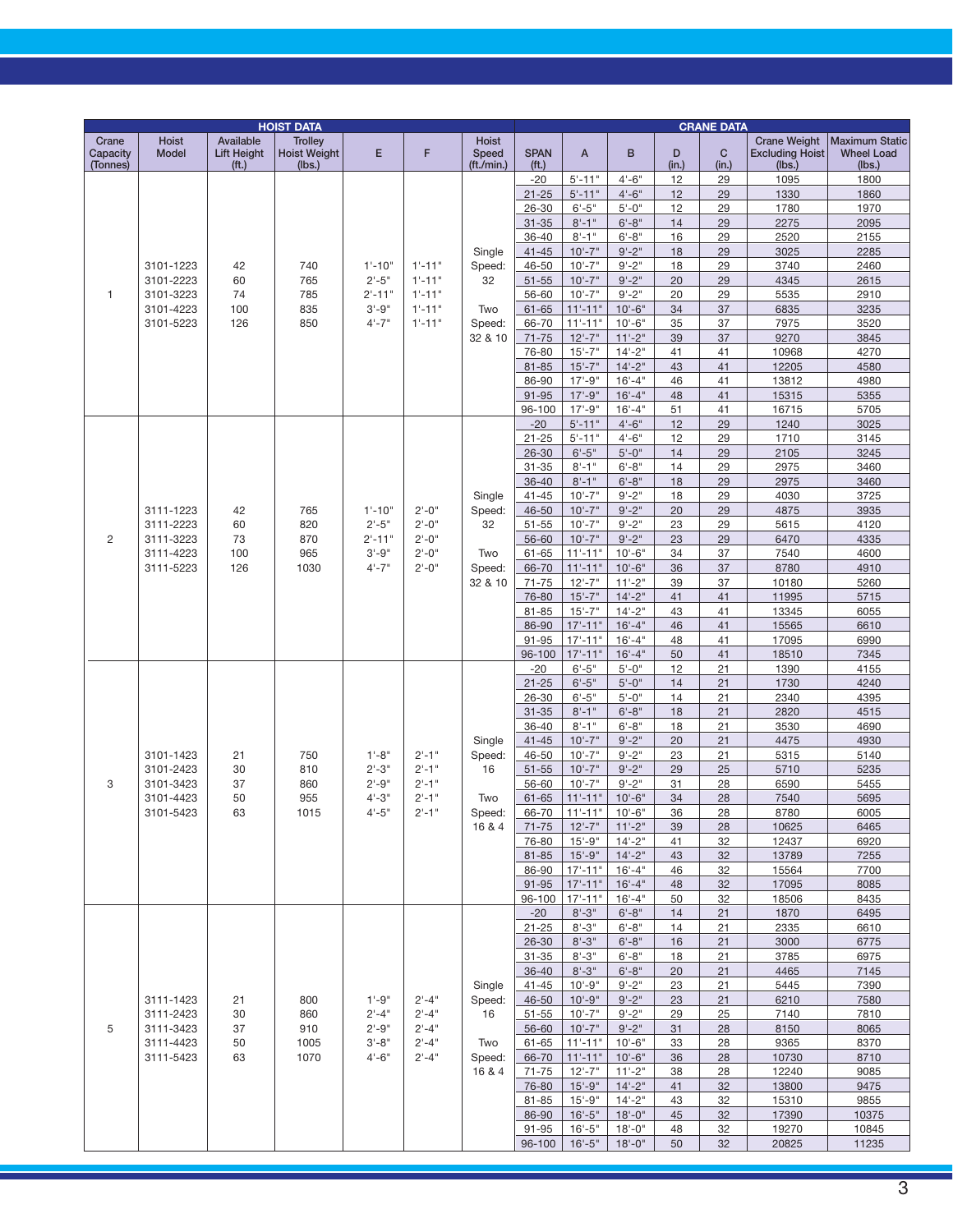| HOIST DATA | | | | | | | CRANE DATA | | | | | | |
|---|---|---|---|---|---|---|---|---|---|---|---|---|---|
| Crane Capacity (Tonnes) | Hoist Model | Available Lift Height (ft.) | Trolley Hoist Weight (lbs.) | E | F | Hoist Speed (ft./min.) | SPAN (ft.) | A | B | D (in.) | C (in.) | Crane Weight Excluding Hoist (lbs.) | Maximum Static Wheel Load (lbs.) |
| 1 | 3101-1223<br>3101-2223<br>3101-3223<br>3101-4223<br>3101-5223 | 42<br>60<br>74<br>100<br>126 | 740<br>765<br>785<br>835<br>850 | 1'-10"<br>2'-5"<br>2'-11"<br>3'-9"<br>4'-7" | 1'-11"<br>1'-11"<br>1'-11"<br>1'-11"<br>1'-11" | Single Speed: 32<br><br>Two Speed: 32 & 10 | -20 | 5'-11" | 4'-6" | 12 | 29 | 1095 | 1800 |
| | | | | | | | 21-25 | 5'-11" | 4'-6" | 12 | 29 | 1330 | 1860 |
| | | | | | | | 26-30 | 6'-5" | 5'-0" | 12 | 29 | 1780 | 1970 |
| | | | | | | | 31-35 | 8'-1" | 6'-8" | 14 | 29 | 2275 | 2095 |
| | | | | | | | 36-40 | 8'-1" | 6'-8" | 16 | 29 | 2520 | 2155 |
| | | | | | | | 41-45 | 10'-7" | 9'-2" | 18 | 29 | 3025 | 2285 |
| | | | | | | | 46-50 | 10'-7" | 9'-2" | 18 | 29 | 3740 | 2460 |
| | | | | | | | 51-55 | 10'-7" | 9'-2" | 20 | 29 | 4345 | 2615 |
| | | | | | | | 56-60 | 10'-7" | 9'-2" | 20 | 29 | 5535 | 2910 |
| | | | | | | | 61-65 | 11'-11" | 10'-6" | 34 | 37 | 6835 | 3235 |
| | | | | | | | 66-70 | 11'-11" | 10'-6" | 35 | 37 | 7975 | 3520 |
| | | | | | | | 71-75 | 12'-7" | 11'-2" | 39 | 37 | 9270 | 3845 |
| | | | | | | | 76-80 | 15'-7" | 14'-2" | 41 | 41 | 10968 | 4270 |
| | | | | | | | 81-85 | 15'-7" | 14'-2" | 43 | 41 | 12205 | 4580 |
| | | | | | | | 86-90 | 17'-9" | 16'-4" | 46 | 41 | 13812 | 4980 |
| | | | | | | | 91-95 | 17'-9" | 16'-4" | 48 | 41 | 15315 | 5355 |
| | | | | | | | 96-100 | 17'-9" | 16'-4" | 51 | 41 | 16715 | 5705 |
| 2 | 3111-1223<br>3111-2223<br>3111-3223<br>3111-4223<br>3111-5223 | 42<br>60<br>73<br>100<br>126 | 765<br>820<br>870<br>965<br>1030 | 1'-10"<br>2'-5"<br>2'-11"<br>3'-9"<br>4'-7" | 2'-0"<br>2'-0"<br>2'-0"<br>2'-0"<br>2'-0" | Single Speed: 32<br><br>Two Speed: 32 & 10 | -20 | 5'-11" | 4'-6" | 12 | 29 | 1240 | 3025 |
| | | | | | | | 21-25 | 5'-11" | 4'-6" | 12 | 29 | 1710 | 3145 |
| | | | | | | | 26-30 | 6'-5" | 5'-0" | 14 | 29 | 2105 | 3245 |
| | | | | | | | 31-35 | 8'-1" | 6'-8" | 14 | 29 | 2975 | 3460 |
| | | | | | | | 36-40 | 8'-1" | 6'-8" | 18 | 29 | 2975 | 3460 |
| | | | | | | | 41-45 | 10'-7" | 9'-2" | 18 | 29 | 4030 | 3725 |
| | | | | | | | 46-50 | 10'-7" | 9'-2" | 20 | 29 | 4875 | 3935 |
| | | | | | | | 51-55 | 10'-7" | 9'-2" | 23 | 29 | 5615 | 4120 |
| | | | | | | | 56-60 | 10'-7" | 9'-2" | 23 | 29 | 6470 | 4335 |
| | | | | | | | 61-65 | 11'-11" | 10'-6" | 34 | 37 | 7540 | 4600 |
| | | | | | | | 66-70 | 11'-11" | 10'-6" | 36 | 37 | 8780 | 4910 |
| | | | | | | | 71-75 | 12'-7" | 11'-2" | 39 | 37 | 10180 | 5260 |
| | | | | | | | 76-80 | 15'-7" | 14'-2" | 41 | 41 | 11995 | 5715 |
| | | | | | | | 81-85 | 15'-7" | 14'-2" | 43 | 41 | 13345 | 6055 |
| | | | | | | | 86-90 | 17'-11" | 16'-4" | 46 | 41 | 15565 | 6610 |
| | | | | | | | 91-95 | 17'-11" | 16'-4" | 48 | 41 | 17095 | 6990 |
| | | | | | | | 96-100 | 17'-11" | 16'-4" | 50 | 41 | 18510 | 7345 |
| 3 | 3101-1423<br>3101-2423<br>3101-3423<br>3101-4423<br>3101-5423 | 21<br>30<br>37<br>50<br>63 | 750<br>810<br>860<br>955<br>1015 | 1'-8"<br>2'-3"<br>2'-9"<br>4'-3"<br>4'-5" | 2'-1"<br>2'-1"<br>2'-1"<br>2'-1"<br>2'-1" | Single Speed: 16<br><br>Two Speed: 16 & 4 | -20 | 6'-5" | 5'-0" | 12 | 21 | 1390 | 4155 |
| | | | | | | | 21-25 | 6'-5" | 5'-0" | 14 | 21 | 1730 | 4240 |
| | | | | | | | 26-30 | 6'-5" | 5'-0" | 14 | 21 | 2340 | 4395 |
| | | | | | | | 31-35 | 8'-1" | 6'-8" | 18 | 21 | 2820 | 4515 |
| | | | | | | | 36-40 | 8'-1" | 6'-8" | 18 | 21 | 3530 | 4690 |
| | | | | | | | 41-45 | 10'-7" | 9'-2" | 20 | 21 | 4475 | 4930 |
| | | | | | | | 46-50 | 10'-7" | 9'-2" | 23 | 21 | 5315 | 5140 |
| | | | | | | | 51-55 | 10'-7" | 9'-2" | 29 | 25 | 5710 | 5235 |
| | | | | | | | 56-60 | 10'-7" | 9'-2" | 31 | 28 | 6590 | 5455 |
| | | | | | | | 61-65 | 11'-11" | 10'-6" | 34 | 28 | 7540 | 5695 |
| | | | | | | | 66-70 | 11'-11" | 10'-6" | 36 | 28 | 8780 | 6005 |
| | | | | | | | 71-75 | 12'-7" | 11'-2" | 39 | 28 | 10625 | 6465 |
| | | | | | | | 76-80 | 15'-9" | 14'-2" | 41 | 32 | 12437 | 6920 |
| | | | | | | | 81-85 | 15'-9" | 14'-2" | 43 | 32 | 13789 | 7255 |
| | | | | | | | 86-90 | 17'-11" | 16'-4" | 46 | 32 | 15564 | 7700 |
| | | | | | | | 91-95 | 17'-11" | 16'-4" | 48 | 32 | 17095 | 8085 |
| | | | | | | | 96-100 | 17'-11" | 16'-4" | 50 | 32 | 18506 | 8435 |
| 5 | 3111-1423<br>3111-2423<br>3111-3423<br>3111-4423<br>3111-5423 | 21<br>30<br>37<br>50<br>63 | 800<br>860<br>910<br>1005<br>1070 | 1'-9"<br>2'-4"<br>2'-9"<br>3'-8"<br>4'-6" | 2'-4"<br>2'-4"<br>2'-4"<br>2'-4"<br>2'-4" | Single Speed: 16<br><br>Two Speed: 16 & 4 | -20 | 8'-3" | 6'-8" | 14 | 21 | 1870 | 6495 |
| | | | | | | | 21-25 | 8'-3" | 6'-8" | 14 | 21 | 2335 | 6610 |
| | | | | | | | 26-30 | 8'-3" | 6'-8" | 16 | 21 | 3000 | 6775 |
| | | | | | | | 31-35 | 8'-3" | 6'-8" | 18 | 21 | 3785 | 6975 |
| | | | | | | | 36-40 | 8'-3" | 6'-8" | 20 | 21 | 4465 | 7145 |
| | | | | | | | 41-45 | 10'-9" | 9'-2" | 23 | 21 | 5445 | 7390 |
| | | | | | | | 46-50 | 10'-9" | 9'-2" | 23 | 21 | 6210 | 7580 |
| | | | | | | | 51-55 | 10'-7" | 9'-2" | 29 | 25 | 7140 | 7810 |
| | | | | | | | 56-60 | 10'-7" | 9'-2" | 31 | 28 | 8150 | 8065 |
| | | | | | | | 61-65 | 11'-11" | 10'-6" | 33 | 28 | 9365 | 8370 |
| | | | | | | | 66-70 | 11'-11" | 10'-6" | 36 | 28 | 10730 | 8710 |
| | | | | | | | 71-75 | 12'-7" | 11'-2" | 38 | 28 | 12240 | 9085 |
| | | | | | | | 76-80 | 15'-9" | 14'-2" | 41 | 32 | 13800 | 9475 |
| | | | | | | | 81-85 | 15'-9" | 14'-2" | 43 | 32 | 15310 | 9855 |
| | | | | | | | 86-90 | 16'-5" | 18'-0" | 45 | 32 | 17390 | 10375 |
| | | | | | | | 91-95 | 16'-5" | 18'-0" | 48 | 32 | 19270 | 10845 |
| | | | | | | | 96-100 | 16'-5" | 18'-0" | 50 | 32 | 20825 | 11235 |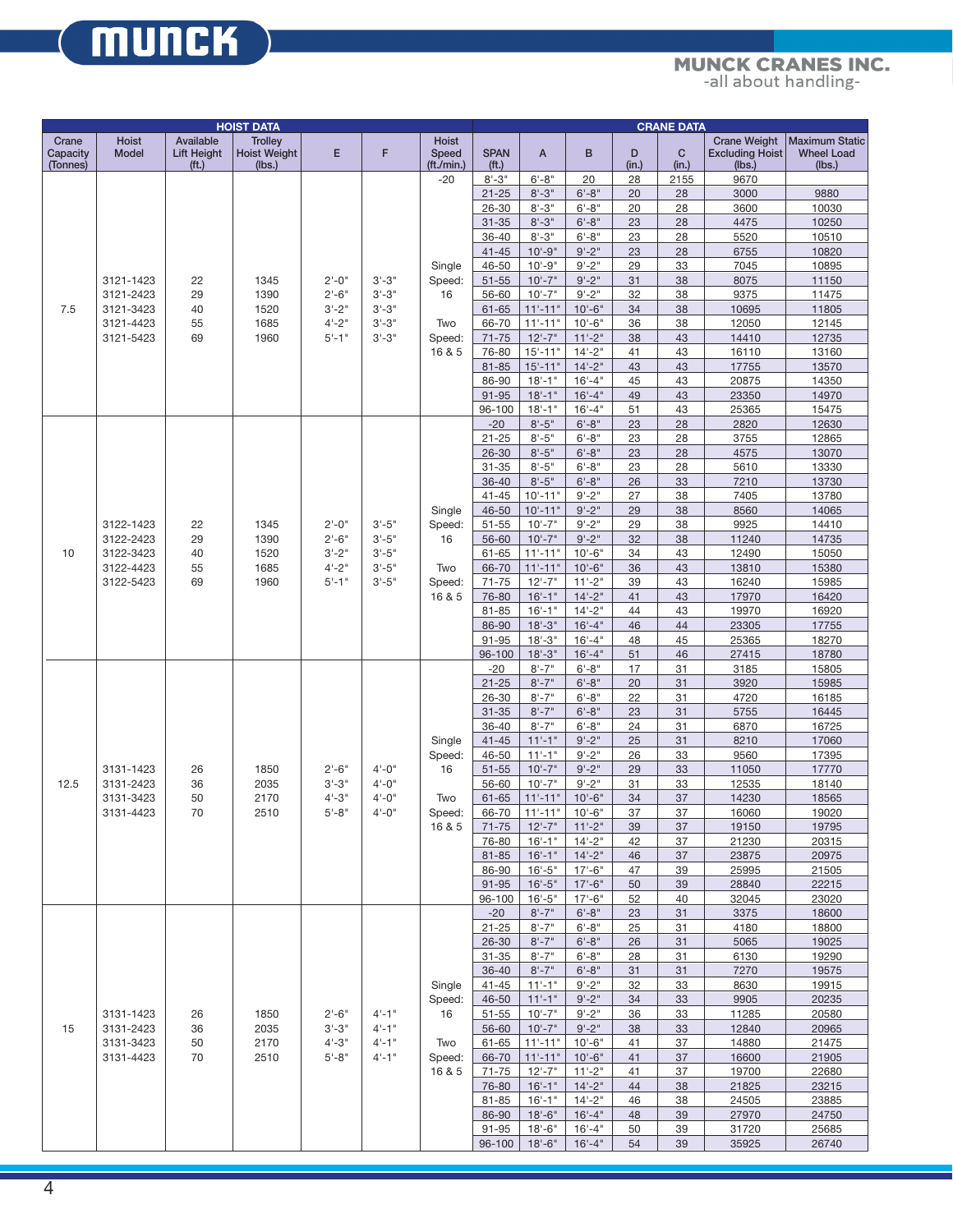# MUNCK CRANES INC.

-all about handling-

| HOIST DATA | | | | | | | CRANE DATA | | | | | | |
|---|---|---|---|---|---|---|---|---|---|---|---|---|---|
| Crane Capacity (Tonnes) | Hoist Model | Available Lift Height (ft.) | Trolley Hoist Weight (lbs.) | E | F | Hoist Speed (ft./min.) | SPAN (ft.) | A | B | D (in.) | C (in.) | Crane Weight Excluding Hoist (lbs.) | Maximum Static Wheel Load (lbs.) |
| | | | | | | -20 | 8'-3" | 6'-8" | 20 | 28 | 2155 | 9670 | |
| | | | | | | | 21-25 | 8'-3" | 6'-8" | 20 | 28 | 3000 | 9880 |
| | | | | | | | 26-30 | 8'-3" | 6'-8" | 20 | 28 | 3600 | 10030 |
| | | | | | | | 31-35 | 8'-3" | 6'-8" | 23 | 28 | 4475 | 10250 |
| | | | | | | | 36-40 | 8'-3" | 6'-8" | 23 | 28 | 5520 | 10510 |
| | | | | | | | 41-45 | 10'-9" | 9'-2" | 23 | 28 | 6755 | 10820 |
| | | | | | | Single | 46-50 | 10'-9" | 9'-2" | 29 | 33 | 7045 | 10895 |
| | 3121-1423 | 22 | 1345 | 2'-0" | 3'-3" | Speed: | 51-55 | 10'-7" | 9'-2" | 31 | 38 | 8075 | 11150 |
| | 3121-2423 | 29 | 1390 | 2'-6" | 3'-3" | 16 | 56-60 | 10'-7" | 9'-2" | 32 | 38 | 9375 | 11475 |
| 7.5 | 3121-3423 | 40 | 1520 | 3'-2" | 3'-3" | | 61-65 | 11'-11" | 10'-6" | 34 | 38 | 10695 | 11805 |
| | 3121-4423 | 55 | 1685 | 4'-2" | 3'-3" | Two | 66-70 | 11'-11" | 10'-6" | 36 | 38 | 12050 | 12145 |
| | 3121-5423 | 69 | 1960 | 5'-1" | 3'-3" | Speed: | 71-75 | 12'-7" | 11'-2" | 38 | 43 | 14410 | 12735 |
| | | | | | | 16 & 5 | 76-80 | 15'-11" | 14'-2" | 41 | 43 | 16110 | 13160 |
| | | | | | | | 81-85 | 15'-11" | 14'-2" | 43 | 43 | 17755 | 13570 |
| | | | | | | | 86-90 | 18'-1" | 16'-4" | 45 | 43 | 20875 | 14350 |
| | | | | | | | 91-95 | 18'-1" | 16'-4" | 49 | 43 | 23350 | 14970 |
| | | | | | | | 96-100 | 18'-1" | 16'-4" | 51 | 43 | 25365 | 15475 |
| | | | | | | | -20 | 8'-5" | 6'-8" | 23 | 28 | 2820 | 12630 |
| | | | | | | | 21-25 | 8'-5" | 6'-8" | 23 | 28 | 3755 | 12865 |
| | | | | | | | 26-30 | 8'-5" | 6'-8" | 23 | 28 | 4575 | 13070 |
| | | | | | | | 31-35 | 8'-5" | 6'-8" | 23 | 28 | 5610 | 13330 |
| | | | | | | | 36-40 | 8'-5" | 6'-8" | 26 | 33 | 7210 | 13730 |
| | | | | | | | 41-45 | 10'-11" | 9'-2" | 27 | 38 | 7405 | 13780 |
| | | | | | | Single | 46-50 | 10'-11" | 9'-2" | 29 | 38 | 8560 | 14065 |
| | 3122-1423 | 22 | 1345 | 2'-0" | 3'-5" | Speed: | 51-55 | 10'-7" | 9'-2" | 29 | 38 | 9925 | 14410 |
| | 3122-2423 | 29 | 1390 | 2'-6" | 3'-5" | 16 | 56-60 | 10'-7" | 9'-2" | 32 | 38 | 11240 | 14735 |
| 10 | 3122-3423 | 40 | 1520 | 3'-2" | 3'-5" | | 61-65 | 11'-11" | 10'-6" | 34 | 43 | 12490 | 15050 |
| | 3122-4423 | 55 | 1685 | 4'-2" | 3'-5" | Two | 66-70 | 11'-11" | 10'-6" | 36 | 43 | 13810 | 15380 |
| | 3122-5423 | 69 | 1960 | 5'-1" | 3'-5" | Speed: | 71-75 | 12'-7" | 11'-2" | 39 | 43 | 16240 | 15985 |
| | | | | | | 16 & 5 | 76-80 | 16'-1" | 14'-2" | 41 | 43 | 17970 | 16420 |
| | | | | | | | 81-85 | 16'-1" | 14'-2" | 44 | 43 | 19970 | 16920 |
| | | | | | | | 86-90 | 18'-3" | 16'-4" | 46 | 44 | 23305 | 17755 |
| | | | | | | | 91-95 | 18'-3" | 16'-4" | 48 | 45 | 25365 | 18270 |
| | | | | | | | 96-100 | 18'-3" | 16'-4" | 51 | 46 | 27415 | 18780 |
| | | | | | | | -20 | 8'-7" | 6'-8" | 17 | 31 | 3185 | 15805 |
| | | | | | | | 21-25 | 8'-7" | 6'-8" | 20 | 31 | 3920 | 15985 |
| | | | | | | | 26-30 | 8'-7" | 6'-8" | 22 | 31 | 4720 | 16185 |
| | | | | | | | 31-35 | 8'-7" | 6'-8" | 23 | 31 | 5755 | 16445 |
| | | | | | | | 36-40 | 8'-7" | 6'-8" | 24 | 31 | 6870 | 16725 |
| | | | | | | Single | 41-45 | 11'-1" | 9'-2" | 25 | 31 | 8210 | 17060 |
| | | | | | | Speed: | 46-50 | 11'-1" | 9'-2" | 26 | 33 | 9560 | 17395 |
| | 3131-1423 | 26 | 1850 | 2'-6" | 4'-0" | 16 | 51-55 | 10'-7" | 9'-2" | 29 | 33 | 11050 | 17770 |
| 12.5 | 3131-2423 | 36 | 2035 | 3'-3" | 4'-0" | | 56-60 | 10'-7" | 9'-2" | 31 | 33 | 12535 | 18140 |
| | 3131-3423 | 50 | 2170 | 4'-3" | 4'-0" | Two | 61-65 | 11'-11" | 10'-6" | 34 | 37 | 14230 | 18565 |
| | 3131-4423 | 70 | 2510 | 5'-8" | 4'-0" | Speed: | 66-70 | 11'-11" | 10'-6" | 37 | 37 | 16060 | 19020 |
| | | | | | | 16 & 5 | 71-75 | 12'-7" | 11'-2" | 39 | 37 | 19150 | 19795 |
| | | | | | | | 76-80 | 16'-1" | 14'-2" | 42 | 37 | 21230 | 20315 |
| | | | | | | | 81-85 | 16'-1" | 14'-2" | 46 | 37 | 23875 | 20975 |
| | | | | | | | 86-90 | 16'-5" | 17'-6" | 47 | 39 | 25995 | 21505 |
| | | | | | | | 91-95 | 16'-5" | 17'-6" | 50 | 39 | 28840 | 22215 |
| | | | | | | | 96-100 | 16'-5" | 17'-6" | 52 | 40 | 32045 | 23020 |
| | | | | | | | -20 | 8'-7" | 6'-8" | 23 | 31 | 3375 | 18600 |
| | | | | | | | 21-25 | 8'-7" | 6'-8" | 25 | 31 | 4180 | 18800 |
| | | | | | | | 26-30 | 8'-7" | 6'-8" | 26 | 31 | 5065 | 19025 |
| | | | | | | | 31-35 | 8'-7" | 6'-8" | 28 | 31 | 6130 | 19290 |
| | | | | | | | 36-40 | 8'-7" | 6'-8" | 31 | 31 | 7270 | 19575 |
| | | | | | | Single | 41-45 | 11'-1" | 9'-2" | 32 | 33 | 8630 | 19915 |
| | | | | | | Speed: | 46-50 | 11'-1" | 9'-2" | 34 | 33 | 9905 | 20235 |
| | 3131-1423 | 26 | 1850 | 2'-6" | 4'-1" | 16 | 51-55 | 10'-7" | 9'-2" | 36 | 33 | 11285 | 20580 |
| 15 | 3131-2423 | 36 | 2035 | 3'-3" | 4'-1" | | 56-60 | 10'-7" | 9'-2" | 38 | 33 | 12840 | 20965 |
| | 3131-3423 | 50 | 2170 | 4'-3" | 4'-1" | Two | 61-65 | 11'-11" | 10'-6" | 41 | 37 | 14880 | 21475 |
| | 3131-4423 | 70 | 2510 | 5'-8" | 4'-1" | Speed: | 66-70 | 11'-11" | 10'-6" | 41 | 37 | 16600 | 21905 |
| | | | | | | 16 & 5 | 71-75 | 12'-7" | 11'-2" | 41 | 37 | 19700 | 22680 |
| | | | | | | | 76-80 | 16'-1" | 14'-2" | 44 | 38 | 21825 | 23215 |
| | | | | | | | 81-85 | 16'-1" | 14'-2" | 46 | 38 | 24505 | 23885 |
| | | | | | | | 86-90 | 18'-6" | 16'-4" | 48 | 39 | 27970 | 24750 |
| | | | | | | | 91-95 | 18'-6" | 16'-4" | 50 | 39 | 31720 | 25685 |
| | | | | | | | 96-100 | 18'-6" | 16'-4" | 54 | 39 | 35925 | 26740 |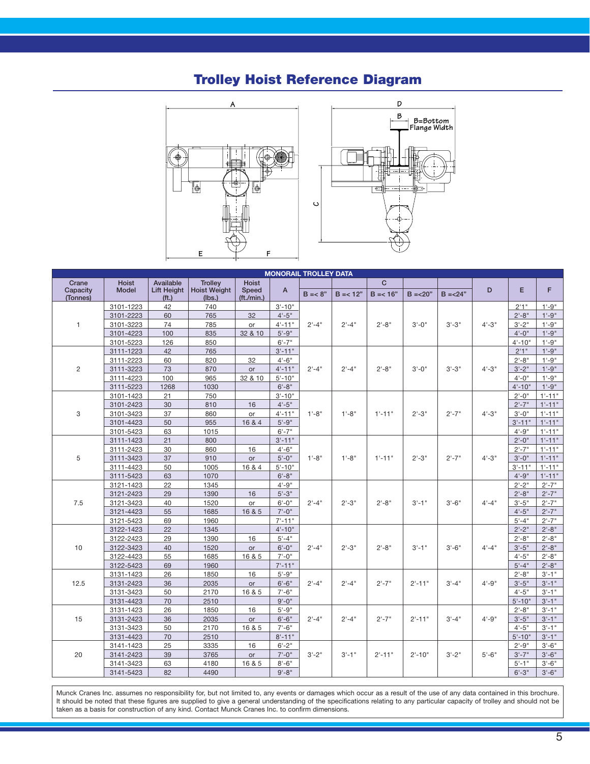# Trolley Hoist Reference Diagram

| MONORAIL TROLLEY DATA | | | | | | | | | | | | | |
|---|---|---|---|---|---|---|---|---|---|---|---|---|---|
| Crane Capacity (Tonnes) | Hoist Model | Available Lift Height (ft.) | Trolley Hoist Weight (lbs.) | Hoist Speed (ft./min.) | A | C | | | | | D | E | F |
| | | | | | | B =< 8" | B =< 12" | B =< 16" | B =<20" | B =<24" | | | |
| 1 | 3101-1223 | 42 | 740 | | 3'-10" | 2'-4" | 2'-4" | 2'-8" | 3'-0" | 3'-3" | 4'-3" | 2'1" | 1'-9" |
| | 3101-2223 | 60 | 765 | 32 | 4'-5" | | | | | | | 2'-8" | 1'-9" |
| | 3101-3223 | 74 | 785 | or | 4'-11" | | | | | | | 3'-2" | 1'-9" |
| | 3101-4223 | 100 | 835 | 32 & 10 | 5'-9" | | | | | | | 4'-0" | 1'-9" |
| | 3101-5223 | 126 | 850 | | 6'-7" | | | | | | | 4'-10" | 1'-9" |
| 2 | 3111-1223 | 42 | 765 | | 3'-11" | 2'-4" | 2'-4" | 2'-8" | 3'-0" | 3'-3" | 4'-3" | 2'1" | 1'-9" |
| | 3111-2223 | 60 | 820 | 32 | 4'-6" | | | | | | | 2'-8" | 1'-9" |
| | 3111-3223 | 73 | 870 | or | 4'-11" | | | | | | | 3'-2" | 1'-9" |
| | 3111-4223 | 100 | 965 | 32 & 10 | 5'-10" | | | | | | | 4'-0" | 1'-9" |
| | 3111-5223 | 1268 | 1030 | | 6'-8" | | | | | | | 4'-10" | 1'-9" |
| 3 | 3101-1423 | 21 | 750 | | 3'-10" | 1'-8" | 1'-8" | 1'-11" | 2'-3" | 2'-7" | 4'-3" | 2'-0" | 1'-11" |
| | 3101-2423 | 30 | 810 | 16 | 4'-5" | | | | | | | 2'-7" | 1'-11" |
| | 3101-3423 | 37 | 860 | or | 4'-11" | | | | | | | 3'-0" | 1'-11" |
| | 3101-4423 | 50 | 955 | 16 & 4 | 5'-9" | | | | | | | 3'-11" | 1'-11" |
| | 3101-5423 | 63 | 1015 | | 6'-7" | | | | | | | 4'-9" | 1'-11" |
| 5 | 3111-1423 | 21 | 800 | | 3'-11" | 1'-8" | 1'-8" | 1'-11" | 2'-3" | 2'-7" | 4'-3" | 2'-0" | 1'-11" |
| | 3111-2423 | 30 | 860 | 16 | 4'-6" | | | | | | | 2'-7" | 1'-11" |
| | 3111-3423 | 37 | 910 | or | 5'-0" | | | | | | | 3'-0" | 1'-11" |
| | 3111-4423 | 50 | 1005 | 16 & 4 | 5'-10" | | | | | | | 3'-11" | 1'-11" |
| | 3111-5423 | 63 | 1070 | | 6'-8" | | | | | | | 4'-9" | 1'-11" |
| 7.5 | 3121-1423 | 22 | 1345 | | 4'-9" | 2'-4" | 2'-3" | 2'-8" | 3'-1" | 3'-6" | 4'-4" | 2'-2" | 2'-7" |
| | 3121-2423 | 29 | 1390 | 16 | 5'-3" | | | | | | | 2'-8" | 2'-7" |
| | 3121-3423 | 40 | 1520 | or | 6'-0" | | | | | | | 3'-5" | 2'-7" |
| | 3121-4423 | 55 | 1685 | 16 & 5 | 7'-0" | | | | | | | 4'-5" | 2'-7" |
| | 3121-5423 | 69 | 1960 | | 7'-11" | | | | | | | 5'-4" | 2'-7" |
| 10 | 3122-1423 | 22 | 1345 | | 4'-10" | 2'-4" | 2'-3" | 2'-8" | 3'-1" | 3'-6" | 4'-4" | 2'-2" | 2'-8" |
| | 3122-2423 | 29 | 1390 | 16 | 5'-4" | | | | | | | 2'-8" | 2'-8" |
| | 3122-3423 | 40 | 1520 | or | 6'-0" | | | | | | | 3'-5" | 2'-8" |
| | 3122-4423 | 55 | 1685 | 16 & 5 | 7'-0" | | | | | | | 4'-5" | 2'-8" |
| | 3122-5423 | 69 | 1960 | | 7'-11" | | | | | | | 5'-4" | 2'-8" |
| 12.5 | 3131-1423 | 26 | 1850 | 16 | 5'-9" | 2'-4" | 2'-4" | 2'-7" | 2'-11" | 3'-4" | 4'-9" | 2'-8" | 3'-1" |
| | 3131-2423 | 36 | 2035 | or | 6'-6" | | | | | | | 3'-5" | 3'-1" |
| | 3131-3423 | 50 | 2170 | 16 & 5 | 7'-6" | | | | | | | 4'-5" | 3'-1" |
| | 3131-4423 | 70 | 2510 | | 9'-0" | | | | | | | 5'-10" | 3'-1" |
| 15 | 3131-1423 | 26 | 1850 | 16 | 5'-9" | 2'-4" | 2'-4" | 2'-7" | 2'-11" | 3'-4" | 4'-9" | 2'-8" | 3'-1" |
| | 3131-2423 | 36 | 2035 | or | 6'-6" | | | | | | | 3'-5" | 3'-1" |
| | 3131-3423 | 50 | 2170 | 16 & 5 | 7'-6" | | | | | | | 4'-5" | 3'-1" |
| | 3131-4423 | 70 | 2510 | | 8'-11" | | | | | | | 5'-10" | 3'-1" |
| 20 | 3141-1423 | 25 | 3335 | 16 | 6'-2" | 3'-2" | 3'-1" | 2'-11" | 2'-10" | 3'-2" | 5'-6" | 2'-9" | 3'-6" |
| | 3141-2423 | 39 | 3765 | or | 7'-0" | | | | | | | 3'-7" | 3'-6" |
| | 3141-3423 | 63 | 4180 | 16 & 5 | 8'-6" | | | | | | | 5'-1" | 3'-6" |
| | 3141-5423 | 82 | 4490 | | 9'-8" | | | | | | | 6'-3" | 3'-6" |

Munck Cranes Inc. assumes no responsibility for, but not limited to, any events or damages which occur as a result of the use of any data contained in this brochure. It should be noted that these figures are supplied to give a general understanding of the specifications relating to any particular capacity of trolley and should not be taken as a basis for construction of any kind. Contact Munck Cranes Inc. to confirm dimensions.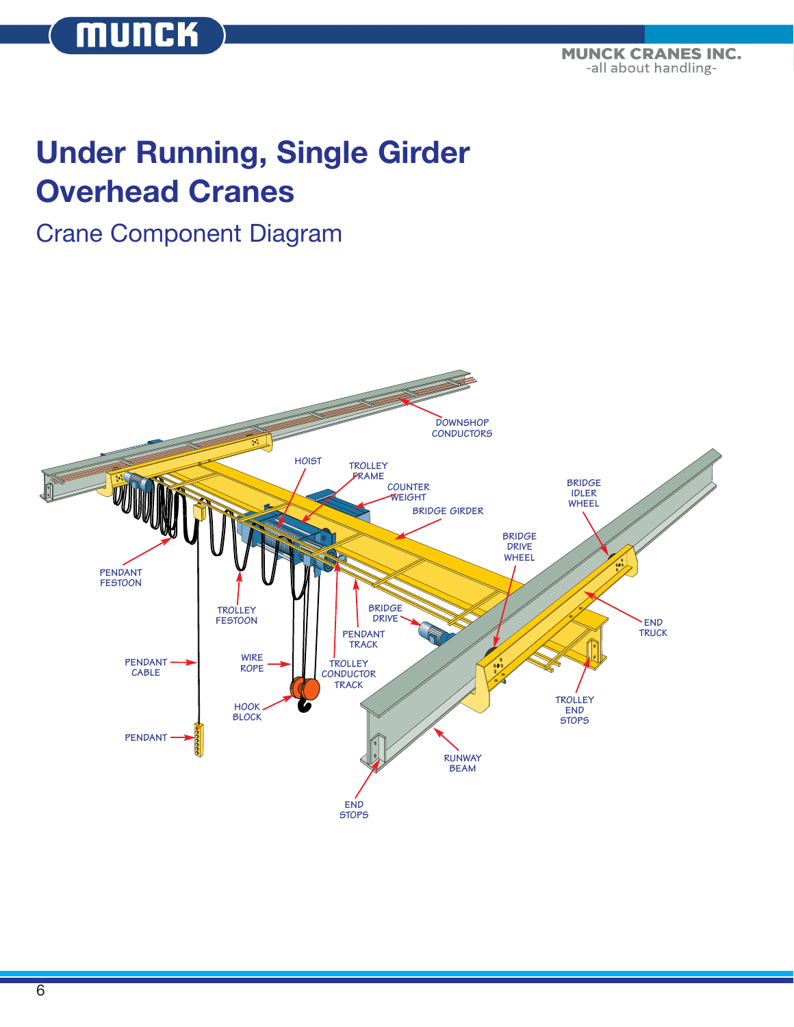# Under Running, Single Girder Overhead Cranes

## Crane Component Diagram

DOWNSHOP CONDUCTORS

HOIST

TROLLEY FRAME

COUNTER WEIGHT

BRIDGE GIRDER

BRIDGE IDLER WHEEL

BRIDGE DRIVE WHEEL

PENDANT FESTOON

TROLLEY FESTOON

BRIDGE DRIVE

PENDANT TRACK

END TRUCK

PENDANT CABLE

WIRE ROPE

TROLLEY CONDUCTOR TRACK

TROLLEY END STOPS

HOOK BLOCK

PENDANT

RUNWAY BEAM

END STOPS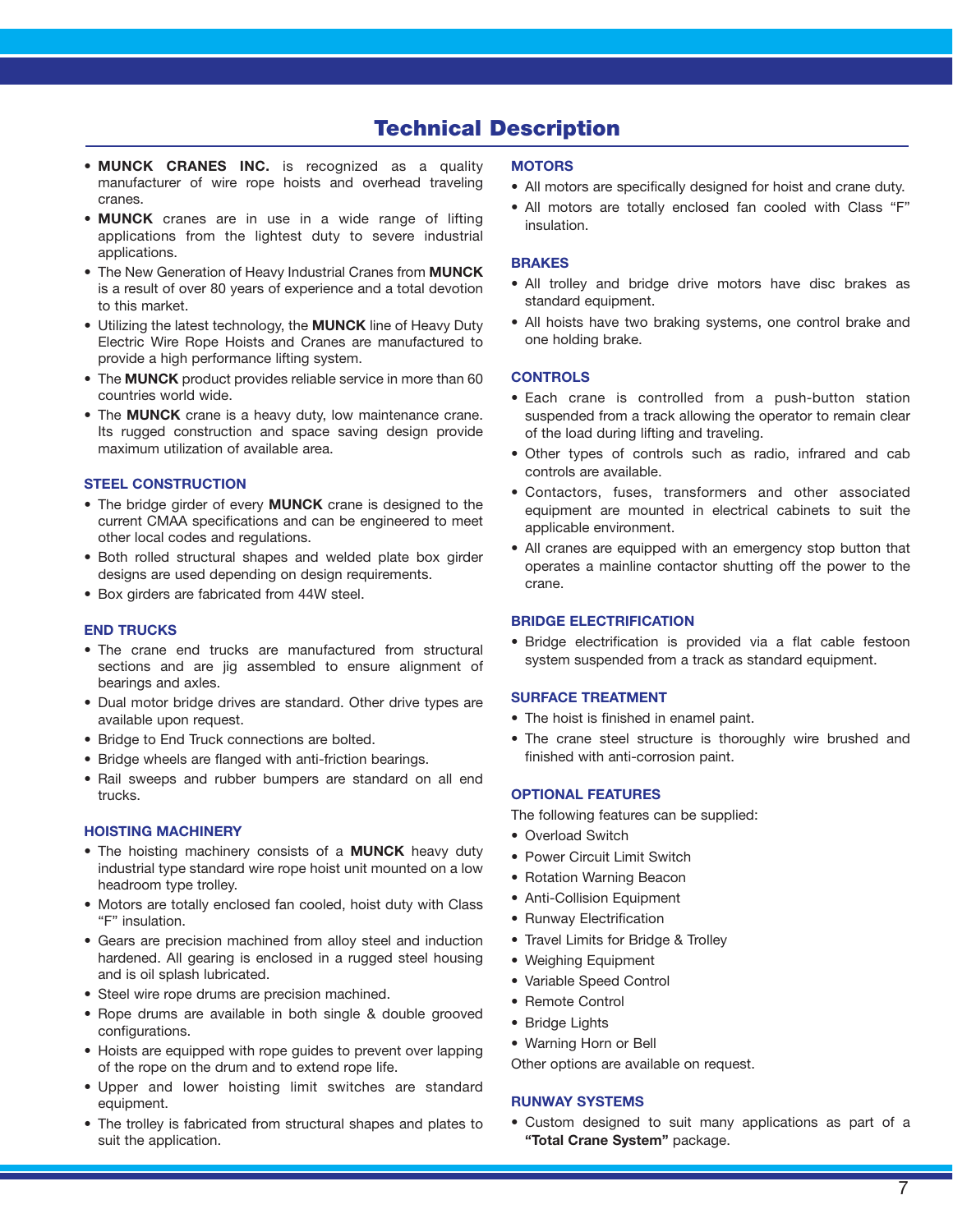# Technical Description

- **MUNCK CRANES INC.** is recognized as a quality manufacturer of wire rope hoists and overhead traveling cranes.
- **MUNCK** cranes are in use in a wide range of lifting applications from the lightest duty to severe industrial applications.
- The New Generation of Heavy Industrial Cranes from **MUNCK** is a result of over 80 years of experience and a total devotion to this market.
- Utilizing the latest technology, the **MUNCK** line of Heavy Duty Electric Wire Rope Hoists and Cranes are manufactured to provide a high performance lifting system.
- The **MUNCK** product provides reliable service in more than 60 countries world wide.
- The **MUNCK** crane is a heavy duty, low maintenance crane. Its rugged construction and space saving design provide maximum utilization of available area.

## STEEL CONSTRUCTION

- The bridge girder of every **MUNCK** crane is designed to the current CMAA specifications and can be engineered to meet other local codes and regulations.
- Both rolled structural shapes and welded plate box girder designs are used depending on design requirements.
- Box girders are fabricated from 44W steel.

## END TRUCKS

- The crane end trucks are manufactured from structural sections and are jig assembled to ensure alignment of bearings and axles.
- Dual motor bridge drives are standard. Other drive types are available upon request.
- Bridge to End Truck connections are bolted.
- Bridge wheels are flanged with anti-friction bearings.
- Rail sweeps and rubber bumpers are standard on all end trucks.

## HOISTING MACHINERY

- The hoisting machinery consists of a **MUNCK** heavy duty industrial type standard wire rope hoist unit mounted on a low headroom type trolley.
- Motors are totally enclosed fan cooled, hoist duty with Class "F" insulation.
- Gears are precision machined from alloy steel and induction hardened. All gearing is enclosed in a rugged steel housing and is oil splash lubricated.
- Steel wire rope drums are precision machined.
- Rope drums are available in both single & double grooved configurations.
- Hoists are equipped with rope guides to prevent over lapping of the rope on the drum and to extend rope life.
- Upper and lower hoisting limit switches are standard equipment.
- The trolley is fabricated from structural shapes and plates to suit the application.

## MOTORS

- All motors are specifically designed for hoist and crane duty.
- All motors are totally enclosed fan cooled with Class "F" insulation.

## BRAKES

- All trolley and bridge drive motors have disc brakes as standard equipment.
- All hoists have two braking systems, one control brake and one holding brake.

## CONTROLS

- Each crane is controlled from a push-button station suspended from a track allowing the operator to remain clear of the load during lifting and traveling.
- Other types of controls such as radio, infrared and cab controls are available.
- Contactors, fuses, transformers and other associated equipment are mounted in electrical cabinets to suit the applicable environment.
- All cranes are equipped with an emergency stop button that operates a mainline contactor shutting off the power to the crane.

## BRIDGE ELECTRIFICATION

- Bridge electrification is provided via a flat cable festoon system suspended from a track as standard equipment.

## SURFACE TREATMENT

- The hoist is finished in enamel paint.
- The crane steel structure is thoroughly wire brushed and finished with anti-corrosion paint.

## OPTIONAL FEATURES

The following features can be supplied:

- Overload Switch
- Power Circuit Limit Switch
- Rotation Warning Beacon
- Anti-Collision Equipment
- Runway Electrification
- Travel Limits for Bridge & Trolley
- Weighing Equipment
- Variable Speed Control
- Remote Control
- Bridge Lights
- Warning Horn or Bell

Other options are available on request.

## RUNWAY SYSTEMS

- Custom designed to suit many applications as part of a **"Total Crane System"** package.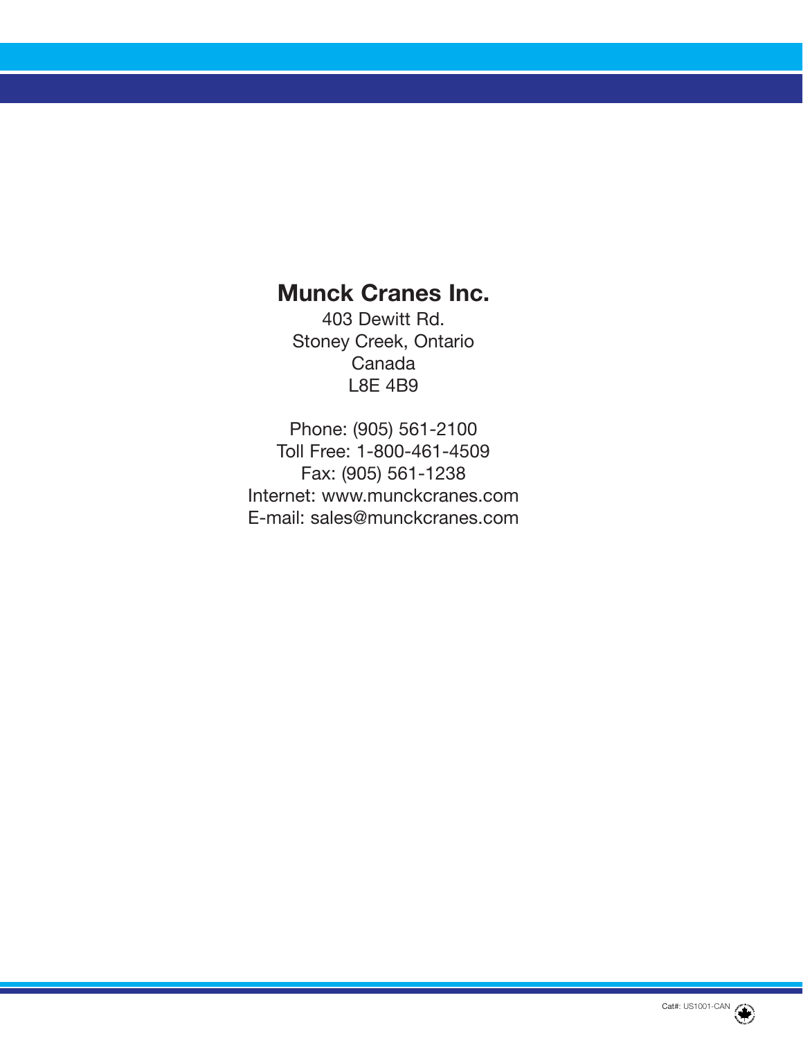**Munck Cranes Inc.**

403 Dewitt Rd.
Stoney Creek, Ontario
Canada
L8E 4B9

Phone: (905) 561-2100
Toll Free: 1-800-461-4509
Fax: (905) 561-1238
Internet: www.munckcranes.com
E-mail: sales@munckcranes.com

Cat#: US1001-CAN